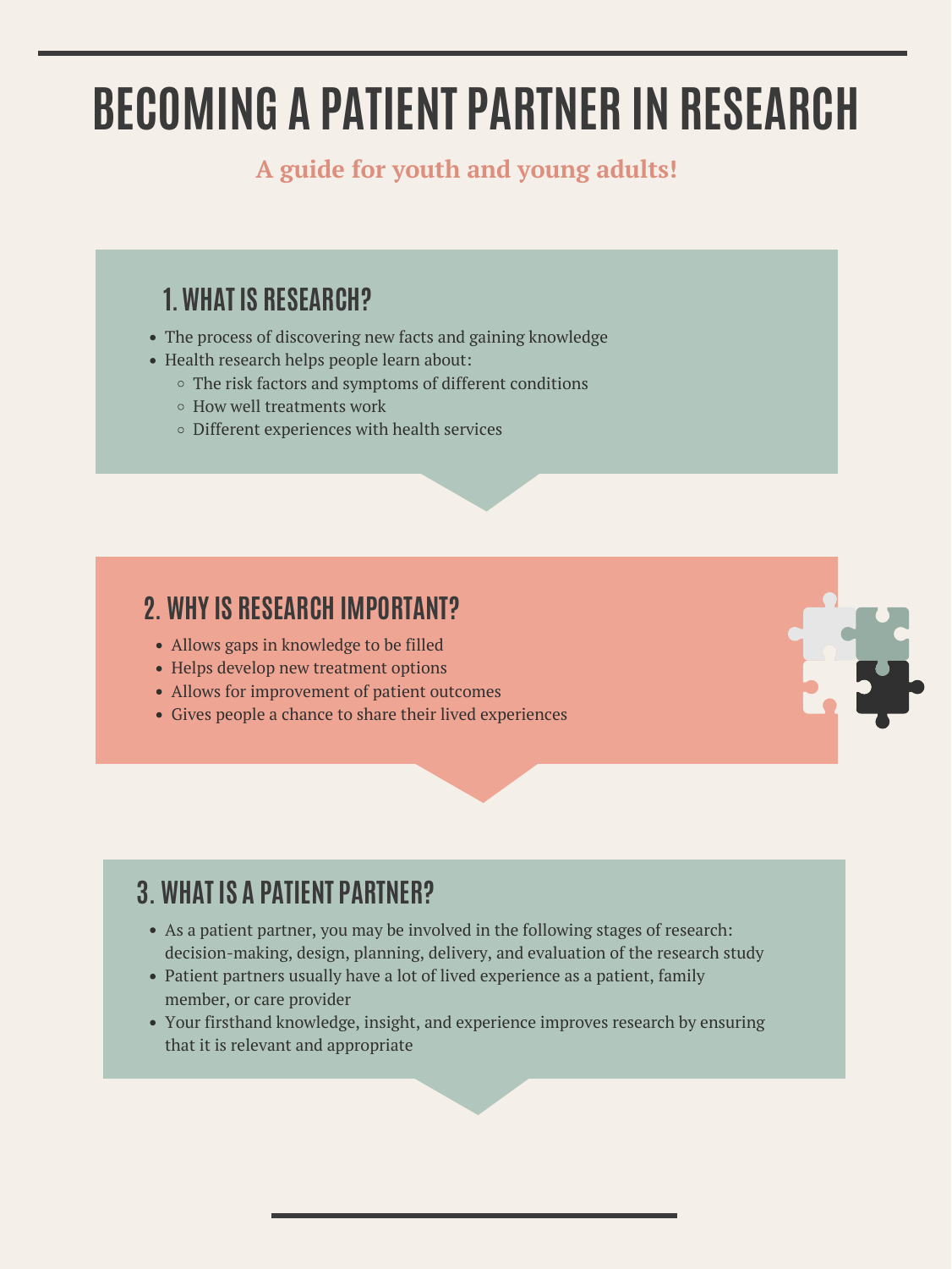# BECOMING A PATIENT PARTNER IN RESEARCH

**A guide for youth and young adults!**

## 1. WHAT IS RESEARCH?

- The process of discovering new facts and gaining knowledge
- Health research helps people learn about:
  - The risk factors and symptoms of different conditions
  - How well treatments work
  - Different experiences with health services

## 2. WHY IS RESEARCH IMPORTANT?

- Allows gaps in knowledge to be filled
- Helps develop new treatment options
- Allows for improvement of patient outcomes
- Gives people a chance to share their lived experiences

## 3. WHAT IS A PATIENT PARTNER?

- As a patient partner, you may be involved in the following stages of research: decision-making, design, planning, delivery, and evaluation of the research study
- Patient partners usually have a lot of lived experience as a patient, family member, or care provider
- Your firsthand knowledge, insight, and experience improves research by ensuring that it is relevant and appropriate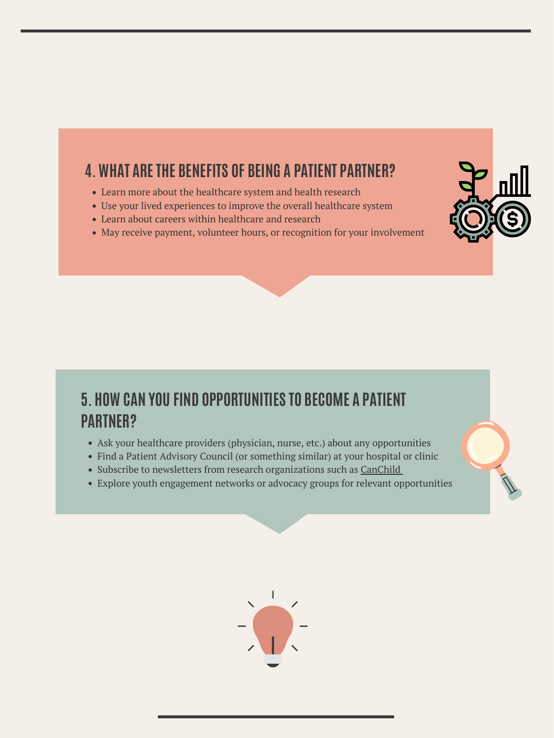## 4. WHAT ARE THE BENEFITS OF BEING A PATIENT PARTNER?

- Learn more about the healthcare system and health research
- Use your lived experiences to improve the overall healthcare system
- Learn about careers within healthcare and research
- May receive payment, volunteer hours, or recognition for your involvement

## 5. HOW CAN YOU FIND OPPORTUNITIES TO BECOME A PATIENT PARTNER?

- Ask your healthcare providers (physician, nurse, etc.) about any opportunities
- Find a Patient Advisory Council (or something similar) at your hospital or clinic
- Subscribe to newsletters from research organizations such as CanChild
- Explore youth engagement networks or advocacy groups for relevant opportunities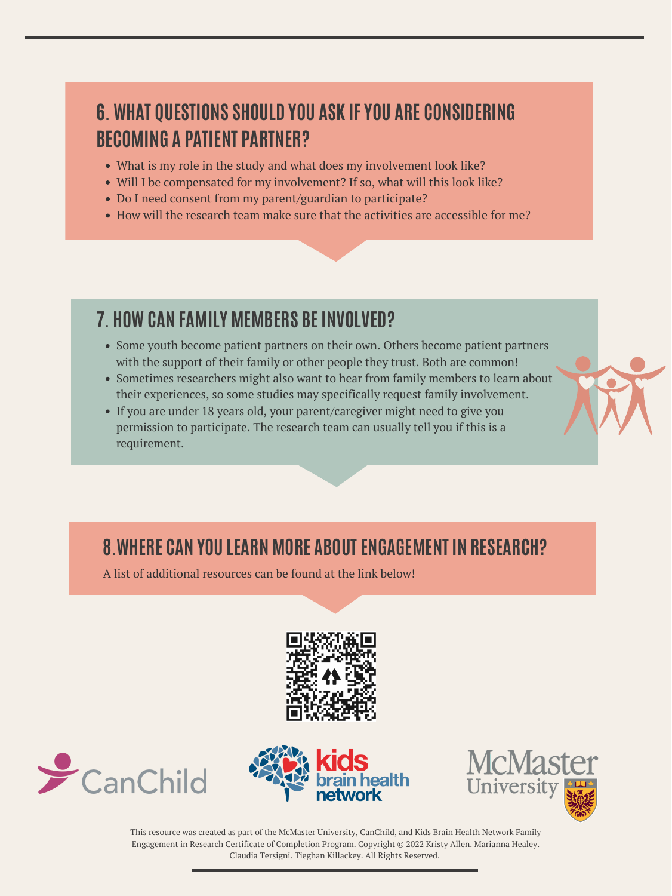## 6. WHAT QUESTIONS SHOULD YOU ASK IF YOU ARE CONSIDERING BECOMING A PATIENT PARTNER?

- What is my role in the study and what does my involvement look like?
- Will I be compensated for my involvement? If so, what will this look like?
- Do I need consent from my parent/guardian to participate?
- How will the research team make sure that the activities are accessible for me?

## 7. HOW CAN FAMILY MEMBERS BE INVOLVED?

- Some youth become patient partners on their own. Others become patient partners with the support of their family or other people they trust. Both are common!
- Sometimes researchers might also want to hear from family members to learn about their experiences, so some studies may specifically request family involvement.
- If you are under 18 years old, your parent/caregiver might need to give you permission to participate. The research team can usually tell you if this is a requirement.

## 8.WHERE CAN YOU LEARN MORE ABOUT ENGAGEMENT IN RESEARCH?

A list of additional resources can be found at the link below!

CanChild

kids brain health network

McMaster University

This resource was created as part of the McMaster University, CanChild, and Kids Brain Health Network Family Engagement in Research Certificate of Completion Program. Copyright © 2022 Kristy Allen. Marianna Healey. Claudia Tersigni. Tieghan Killackey. All Rights Reserved.